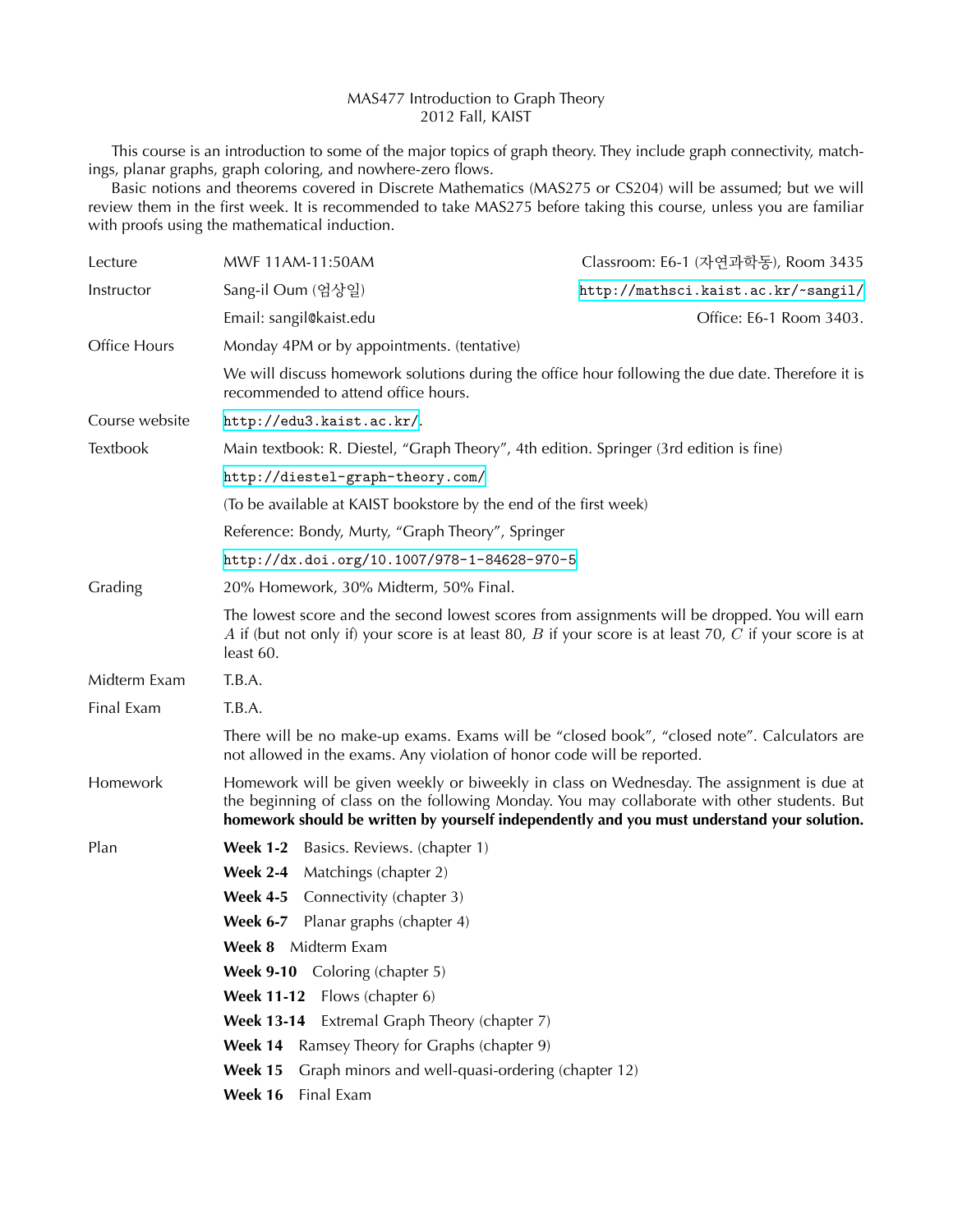# MAS477 Introduction to Graph Theory
## 2012 Fall, KAIST

This course is an introduction to some of the major topics of graph theory. They include graph connectivity, matchings, planar graphs, graph coloring, and nowhere-zero flows.

Basic notions and theorems covered in Discrete Mathematics (MAS275 or CS204) will be assumed; but we will review them in the first week. It is recommended to take MAS275 before taking this course, unless you are familiar with proofs using the mathematical induction.

| | | |
|---|---|---|
| Lecture | MWF 11AM-11:50AM | Classroom: E6-1 (자연과학동), Room 3435 |
| Instructor | Sang-il Oum (엄상일) | http://mathsci.kaist.ac.kr/~sangil/ |
| | Email: sangil@kaist.edu | Office: E6-1 Room 3403. |
| Office Hours | Monday 4PM or by appointments. (tentative) | |
| | We will discuss homework solutions during the office hour following the due date. Therefore it is recommended to attend office hours. | |
| Course website | http://edu3.kaist.ac.kr/. | |
| Textbook | Main textbook: R. Diestel, "Graph Theory", 4th edition. Springer (3rd edition is fine) | |
| | http://diestel-graph-theory.com/ | |
| | (To be available at KAIST bookstore by the end of the first week) | |
| | Reference: Bondy, Murty, "Graph Theory", Springer | |
| | http://dx.doi.org/10.1007/978-1-84628-970-5 | |
| Grading | 20% Homework, 30% Midterm, 50% Final. | |
| | The lowest score and the second lowest scores from assignments will be dropped. You will earn $A$ if (but not only if) your score is at least 80, $B$ if your score is at least 70, $C$ if your score is at least 60. | |
| Midterm Exam | T.B.A. | |
| Final Exam | T.B.A. | |
| | There will be no make-up exams. Exams will be "closed book", "closed note". Calculators are not allowed in the exams. Any violation of honor code will be reported. | |
| Homework | Homework will be given weekly or biweekly in class on Wednesday. The assignment is due at the beginning of class on the following Monday. You may collaborate with other students. But **homework should be written by yourself independently and you must understand your solution.** | |

Plan

- **Week 1-2** Basics. Reviews. (chapter 1)
- **Week 2-4** Matchings (chapter 2)
- **Week 4-5** Connectivity (chapter 3)
- **Week 6-7** Planar graphs (chapter 4)
- **Week 8** Midterm Exam
- **Week 9-10** Coloring (chapter 5)
- **Week 11-12** Flows (chapter 6)
- **Week 13-14** Extremal Graph Theory (chapter 7)
- **Week 14** Ramsey Theory for Graphs (chapter 9)
- **Week 15** Graph minors and well-quasi-ordering (chapter 12)
- **Week 16** Final Exam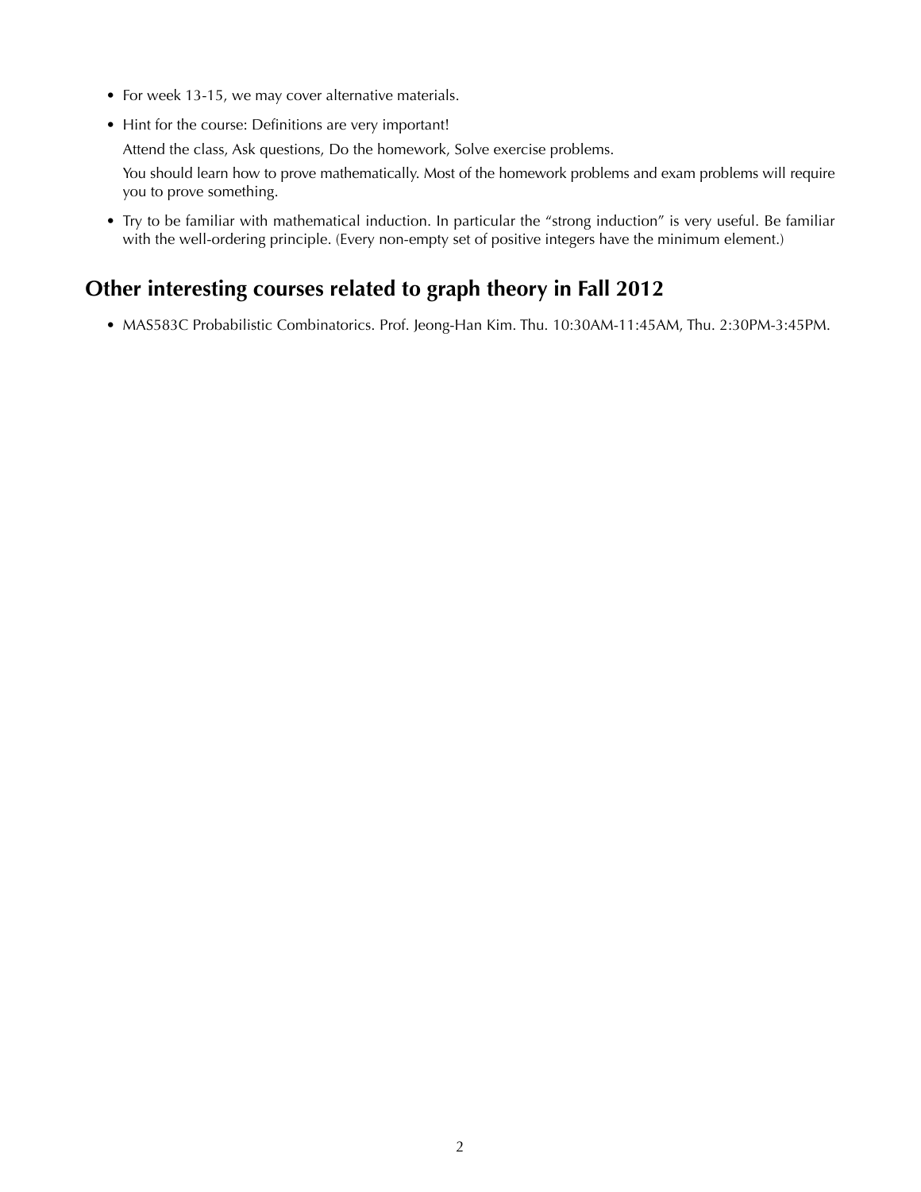- For week 13-15, we may cover alternative materials.
- Hint for the course: Definitions are very important!

  Attend the class, Ask questions, Do the homework, Solve exercise problems.

  You should learn how to prove mathematically. Most of the homework problems and exam problems will require you to prove something.
- Try to be familiar with mathematical induction. In particular the "strong induction" is very useful. Be familiar with the well-ordering principle. (Every non-empty set of positive integers have the minimum element.)

## Other interesting courses related to graph theory in Fall 2012

- MAS583C Probabilistic Combinatorics. Prof. Jeong-Han Kim. Thu. 10:30AM-11:45AM, Thu. 2:30PM-3:45PM.